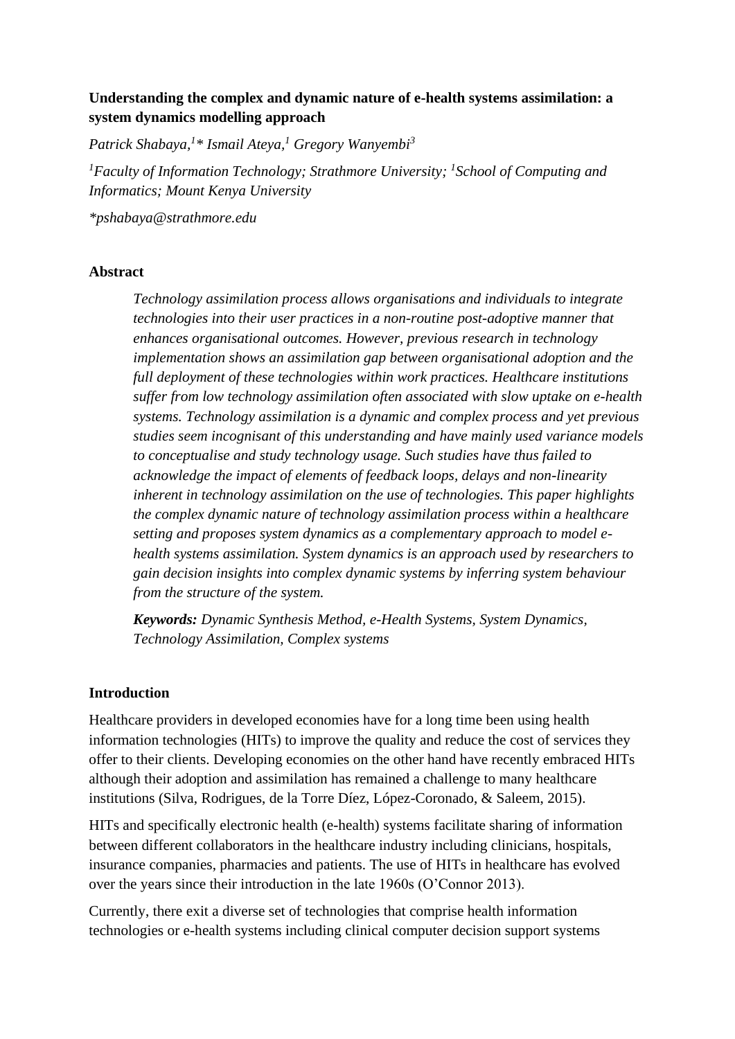# Understanding the complex and dynamic nature of e-health systems assimilation: a system dynamics modelling approach

*Patrick Shabaya,[1]\* Ismail Ateya,[1] Gregory Wanyembi[3]*

*[1]Faculty of Information Technology; Strathmore University; [1]School of Computing and Informatics; Mount Kenya University*

*\*pshabaya@strathmore.edu*

## Abstract

*Technology assimilation process allows organisations and individuals to integrate technologies into their user practices in a non-routine post-adoptive manner that enhances organisational outcomes. However, previous research in technology implementation shows an assimilation gap between organisational adoption and the full deployment of these technologies within work practices. Healthcare institutions suffer from low technology assimilation often associated with slow uptake on e-health systems. Technology assimilation is a dynamic and complex process and yet previous studies seem incognisant of this understanding and have mainly used variance models to conceptualise and study technology usage. Such studies have thus failed to acknowledge the impact of elements of feedback loops, delays and non-linearity inherent in technology assimilation on the use of technologies. This paper highlights the complex dynamic nature of technology assimilation process within a healthcare setting and proposes system dynamics as a complementary approach to model e-health systems assimilation. System dynamics is an approach used by researchers to gain decision insights into complex dynamic systems by inferring system behaviour from the structure of the system.*

***Keywords:*** *Dynamic Synthesis Method, e-Health Systems, System Dynamics, Technology Assimilation, Complex systems*

## Introduction

Healthcare providers in developed economies have for a long time been using health information technologies (HITs) to improve the quality and reduce the cost of services they offer to their clients. Developing economies on the other hand have recently embraced HITs although their adoption and assimilation has remained a challenge to many healthcare institutions (Silva, Rodrigues, de la Torre Díez, López-Coronado, & Saleem, 2015).

HITs and specifically electronic health (e-health) systems facilitate sharing of information between different collaborators in the healthcare industry including clinicians, hospitals, insurance companies, pharmacies and patients. The use of HITs in healthcare has evolved over the years since their introduction in the late 1960s (O'Connor 2013).

Currently, there exit a diverse set of technologies that comprise health information technologies or e-health systems including clinical computer decision support systems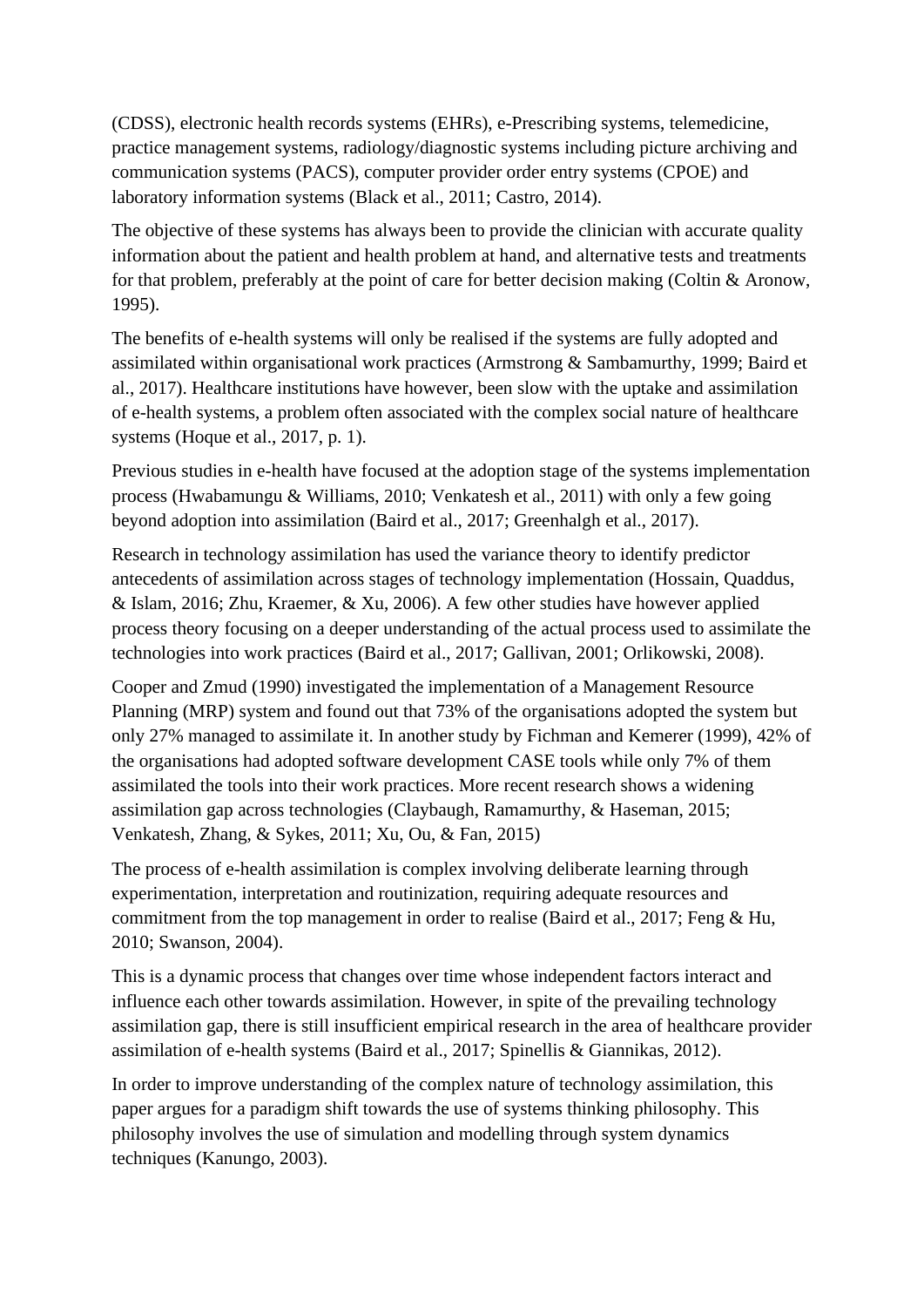(CDSS), electronic health records systems (EHRs), e-Prescribing systems, telemedicine, practice management systems, radiology/diagnostic systems including picture archiving and communication systems (PACS), computer provider order entry systems (CPOE) and laboratory information systems (Black et al., 2011; Castro, 2014).

The objective of these systems has always been to provide the clinician with accurate quality information about the patient and health problem at hand, and alternative tests and treatments for that problem, preferably at the point of care for better decision making (Coltin & Aronow, 1995).

The benefits of e-health systems will only be realised if the systems are fully adopted and assimilated within organisational work practices (Armstrong & Sambamurthy, 1999; Baird et al., 2017). Healthcare institutions have however, been slow with the uptake and assimilation of e-health systems, a problem often associated with the complex social nature of healthcare systems (Hoque et al., 2017, p. 1).

Previous studies in e-health have focused at the adoption stage of the systems implementation process (Hwabamungu & Williams, 2010; Venkatesh et al., 2011) with only a few going beyond adoption into assimilation (Baird et al., 2017; Greenhalgh et al., 2017).

Research in technology assimilation has used the variance theory to identify predictor antecedents of assimilation across stages of technology implementation (Hossain, Quaddus, & Islam, 2016; Zhu, Kraemer, & Xu, 2006). A few other studies have however applied process theory focusing on a deeper understanding of the actual process used to assimilate the technologies into work practices (Baird et al., 2017; Gallivan, 2001; Orlikowski, 2008).

Cooper and Zmud (1990) investigated the implementation of a Management Resource Planning (MRP) system and found out that 73% of the organisations adopted the system but only 27% managed to assimilate it. In another study by Fichman and Kemerer (1999), 42% of the organisations had adopted software development CASE tools while only 7% of them assimilated the tools into their work practices. More recent research shows a widening assimilation gap across technologies (Claybaugh, Ramamurthy, & Haseman, 2015; Venkatesh, Zhang, & Sykes, 2011; Xu, Ou, & Fan, 2015)

The process of e-health assimilation is complex involving deliberate learning through experimentation, interpretation and routinization, requiring adequate resources and commitment from the top management in order to realise (Baird et al., 2017; Feng & Hu, 2010; Swanson, 2004).

This is a dynamic process that changes over time whose independent factors interact and influence each other towards assimilation. However, in spite of the prevailing technology assimilation gap, there is still insufficient empirical research in the area of healthcare provider assimilation of e-health systems (Baird et al., 2017; Spinellis & Giannikas, 2012).

In order to improve understanding of the complex nature of technology assimilation, this paper argues for a paradigm shift towards the use of systems thinking philosophy. This philosophy involves the use of simulation and modelling through system dynamics techniques (Kanungo, 2003).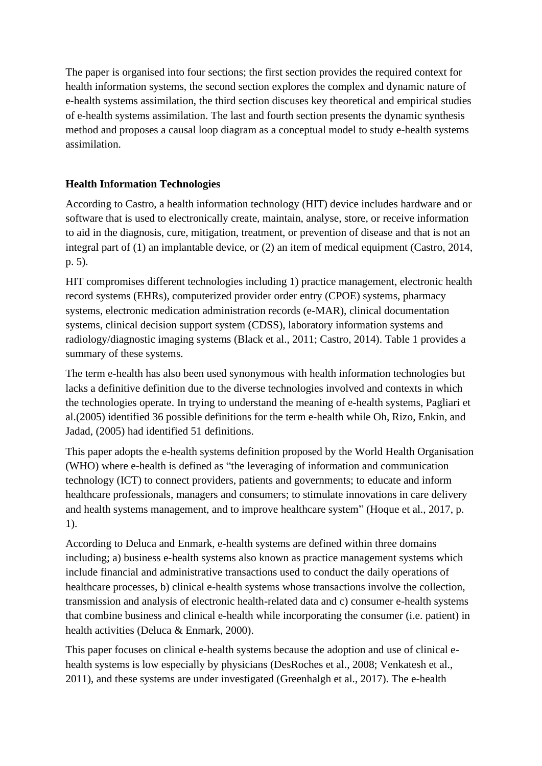The paper is organised into four sections; the first section provides the required context for health information systems, the second section explores the complex and dynamic nature of e-health systems assimilation, the third section discuses key theoretical and empirical studies of e-health systems assimilation. The last and fourth section presents the dynamic synthesis method and proposes a causal loop diagram as a conceptual model to study e-health systems assimilation.

## Health Information Technologies

According to Castro, a health information technology (HIT) device includes hardware and or software that is used to electronically create, maintain, analyse, store, or receive information to aid in the diagnosis, cure, mitigation, treatment, or prevention of disease and that is not an integral part of (1) an implantable device, or (2) an item of medical equipment (Castro, 2014, p. 5).

HIT compromises different technologies including 1) practice management, electronic health record systems (EHRs), computerized provider order entry (CPOE) systems, pharmacy systems, electronic medication administration records (e-MAR), clinical documentation systems, clinical decision support system (CDSS), laboratory information systems and radiology/diagnostic imaging systems (Black et al., 2011; Castro, 2014). Table 1 provides a summary of these systems.

The term e-health has also been used synonymous with health information technologies but lacks a definitive definition due to the diverse technologies involved and contexts in which the technologies operate. In trying to understand the meaning of e-health systems, Pagliari et al.(2005) identified 36 possible definitions for the term e-health while Oh, Rizo, Enkin, and Jadad, (2005) had identified 51 definitions.

This paper adopts the e-health systems definition proposed by the World Health Organisation (WHO) where e-health is defined as "the leveraging of information and communication technology (ICT) to connect providers, patients and governments; to educate and inform healthcare professionals, managers and consumers; to stimulate innovations in care delivery and health systems management, and to improve healthcare system" (Hoque et al., 2017, p. 1).

According to Deluca and Enmark, e-health systems are defined within three domains including; a) business e-health systems also known as practice management systems which include financial and administrative transactions used to conduct the daily operations of healthcare processes, b) clinical e-health systems whose transactions involve the collection, transmission and analysis of electronic health-related data and c) consumer e-health systems that combine business and clinical e-health while incorporating the consumer (i.e. patient) in health activities (Deluca & Enmark, 2000).

This paper focuses on clinical e-health systems because the adoption and use of clinical e-health systems is low especially by physicians (DesRoches et al., 2008; Venkatesh et al., 2011), and these systems are under investigated (Greenhalgh et al., 2017). The e-health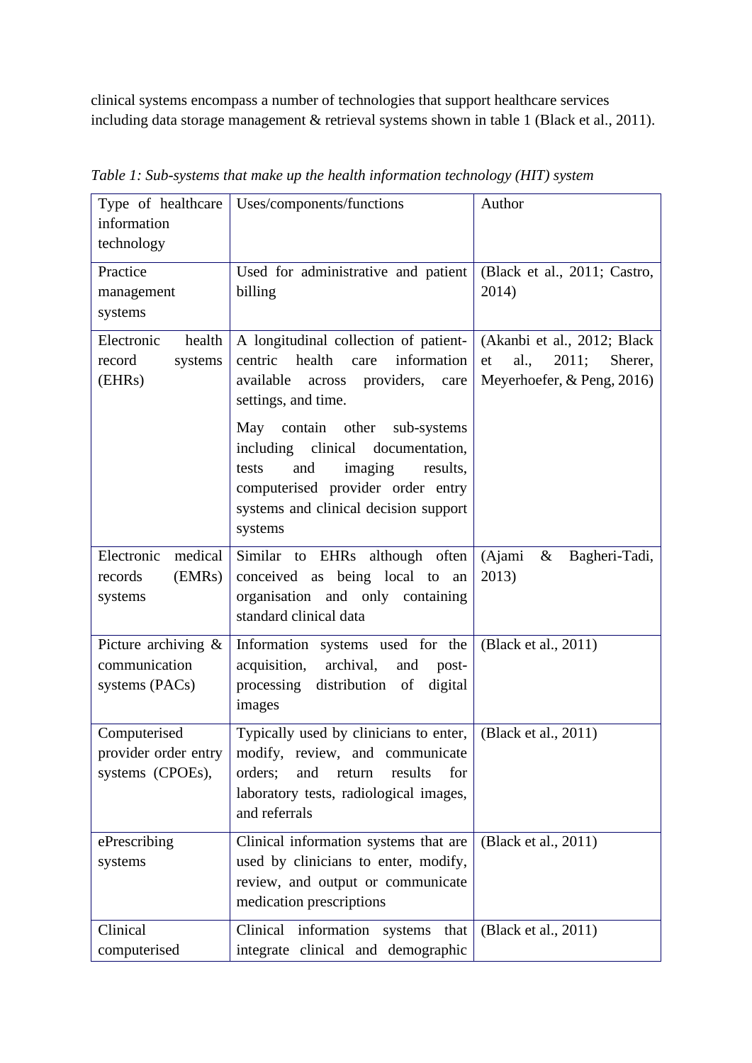clinical systems encompass a number of technologies that support healthcare services including data storage management & retrieval systems shown in table 1 (Black et al., 2011).

*Table 1: Sub-systems that make up the health information technology (HIT) system*

| Type of healthcare information technology | Uses/components/functions | Author |
|---|---|---|
| Practice management systems | Used for administrative and patient billing | (Black et al., 2011; Castro, 2014) |
| Electronic health record systems (EHRs) | A longitudinal collection of patient-centric health care information available across providers, care settings, and time.<br><br>May contain other sub-systems including clinical documentation, tests and imaging results, computerised provider order entry systems and clinical decision support systems | (Akanbi et al., 2012; Black et al., 2011; Sherer, Meyerhoefer, & Peng, 2016) |
| Electronic medical records (EMRs) systems | Similar to EHRs although often conceived as being local to an organisation and only containing standard clinical data | (Ajami & Bagheri-Tadi, 2013) |
| Picture archiving & communication systems (PACs) | Information systems used for the acquisition, archival, and post-processing distribution of digital images | (Black et al., 2011) |
| Computerised provider order entry systems (CPOEs), | Typically used by clinicians to enter, modify, review, and communicate orders; and return results for laboratory tests, radiological images, and referrals | (Black et al., 2011) |
| ePrescribing systems | Clinical information systems that are used by clinicians to enter, modify, review, and output or communicate medication prescriptions | (Black et al., 2011) |
| Clinical computerised | Clinical information systems that integrate clinical and demographic | (Black et al., 2011) |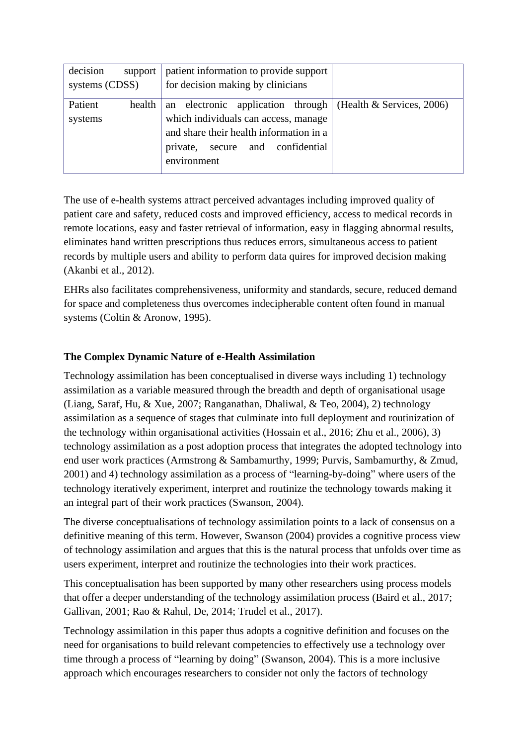| | | |
|---|---|---|
| decision support systems (CDSS) | patient information to provide support for decision making by clinicians | |
| Patient health systems | an electronic application through which individuals can access, manage and share their health information in a private, secure and confidential environment | (Health & Services, 2006) |

The use of e-health systems attract perceived advantages including improved quality of patient care and safety, reduced costs and improved efficiency, access to medical records in remote locations, easy and faster retrieval of information, easy in flagging abnormal results, eliminates hand written prescriptions thus reduces errors, simultaneous access to patient records by multiple users and ability to perform data quires for improved decision making (Akanbi et al., 2012).

EHRs also facilitates comprehensiveness, uniformity and standards, secure, reduced demand for space and completeness thus overcomes indecipherable content often found in manual systems (Coltin & Aronow, 1995).

**The Complex Dynamic Nature of e-Health Assimilation**

Technology assimilation has been conceptualised in diverse ways including 1) technology assimilation as a variable measured through the breadth and depth of organisational usage (Liang, Saraf, Hu, & Xue, 2007; Ranganathan, Dhaliwal, & Teo, 2004), 2) technology assimilation as a sequence of stages that culminate into full deployment and routinization of the technology within organisational activities (Hossain et al., 2016; Zhu et al., 2006), 3) technology assimilation as a post adoption process that integrates the adopted technology into end user work practices (Armstrong & Sambamurthy, 1999; Purvis, Sambamurthy, & Zmud, 2001) and 4) technology assimilation as a process of "learning-by-doing" where users of the technology iteratively experiment, interpret and routinize the technology towards making it an integral part of their work practices (Swanson, 2004).

The diverse conceptualisations of technology assimilation points to a lack of consensus on a definitive meaning of this term. However, Swanson (2004) provides a cognitive process view of technology assimilation and argues that this is the natural process that unfolds over time as users experiment, interpret and routinize the technologies into their work practices.

This conceptualisation has been supported by many other researchers using process models that offer a deeper understanding of the technology assimilation process (Baird et al., 2017; Gallivan, 2001; Rao & Rahul, De, 2014; Trudel et al., 2017).

Technology assimilation in this paper thus adopts a cognitive definition and focuses on the need for organisations to build relevant competencies to effectively use a technology over time through a process of "learning by doing" (Swanson, 2004). This is a more inclusive approach which encourages researchers to consider not only the factors of technology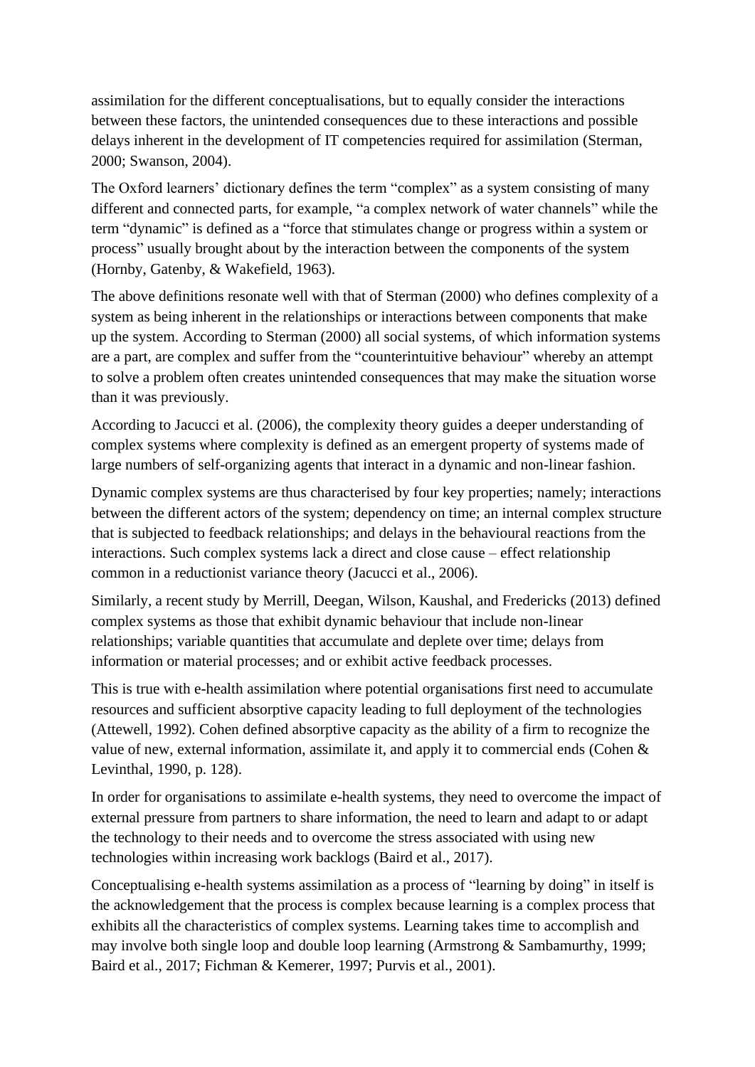assimilation for the different conceptualisations, but to equally consider the interactions between these factors, the unintended consequences due to these interactions and possible delays inherent in the development of IT competencies required for assimilation (Sterman, 2000; Swanson, 2004).

The Oxford learners' dictionary defines the term "complex" as a system consisting of many different and connected parts, for example, "a complex network of water channels" while the term "dynamic" is defined as a "force that stimulates change or progress within a system or process" usually brought about by the interaction between the components of the system (Hornby, Gatenby, & Wakefield, 1963).

The above definitions resonate well with that of Sterman (2000) who defines complexity of a system as being inherent in the relationships or interactions between components that make up the system. According to Sterman (2000) all social systems, of which information systems are a part, are complex and suffer from the "counterintuitive behaviour" whereby an attempt to solve a problem often creates unintended consequences that may make the situation worse than it was previously.

According to Jacucci et al. (2006), the complexity theory guides a deeper understanding of complex systems where complexity is defined as an emergent property of systems made of large numbers of self-organizing agents that interact in a dynamic and non-linear fashion.

Dynamic complex systems are thus characterised by four key properties; namely; interactions between the different actors of the system; dependency on time; an internal complex structure that is subjected to feedback relationships; and delays in the behavioural reactions from the interactions. Such complex systems lack a direct and close cause – effect relationship common in a reductionist variance theory (Jacucci et al., 2006).

Similarly, a recent study by Merrill, Deegan, Wilson, Kaushal, and Fredericks (2013) defined complex systems as those that exhibit dynamic behaviour that include non-linear relationships; variable quantities that accumulate and deplete over time; delays from information or material processes; and or exhibit active feedback processes.

This is true with e-health assimilation where potential organisations first need to accumulate resources and sufficient absorptive capacity leading to full deployment of the technologies (Attewell, 1992). Cohen defined absorptive capacity as the ability of a firm to recognize the value of new, external information, assimilate it, and apply it to commercial ends (Cohen & Levinthal, 1990, p. 128).

In order for organisations to assimilate e-health systems, they need to overcome the impact of external pressure from partners to share information, the need to learn and adapt to or adapt the technology to their needs and to overcome the stress associated with using new technologies within increasing work backlogs (Baird et al., 2017).

Conceptualising e-health systems assimilation as a process of "learning by doing" in itself is the acknowledgement that the process is complex because learning is a complex process that exhibits all the characteristics of complex systems. Learning takes time to accomplish and may involve both single loop and double loop learning (Armstrong & Sambamurthy, 1999; Baird et al., 2017; Fichman & Kemerer, 1997; Purvis et al., 2001).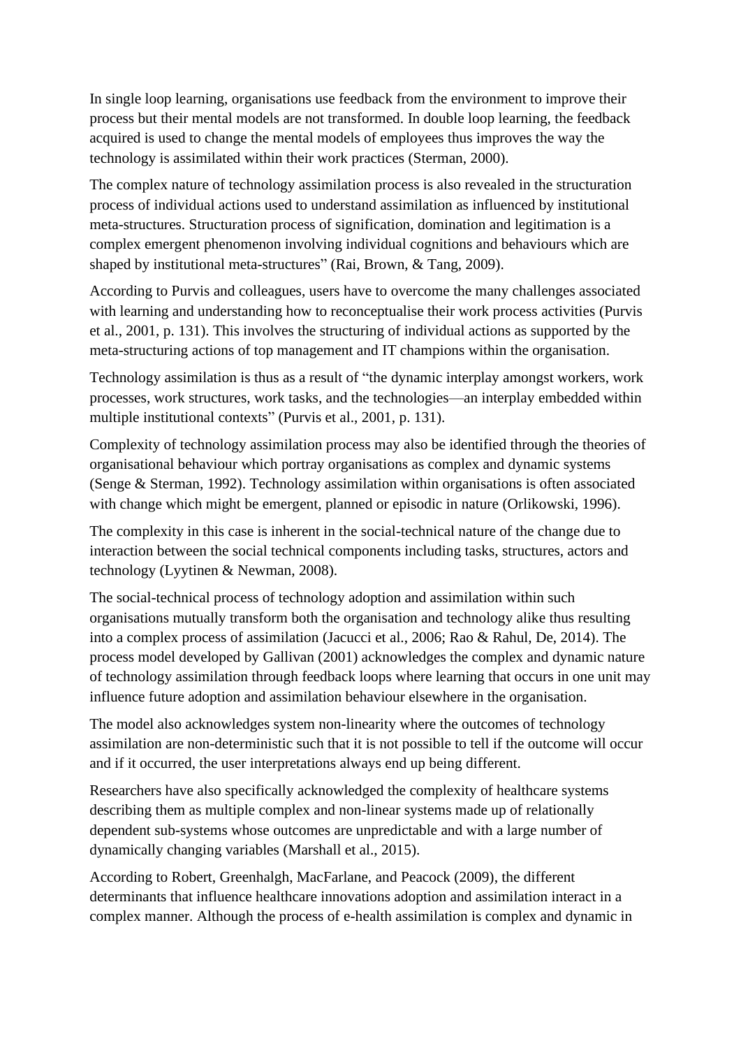In single loop learning, organisations use feedback from the environment to improve their process but their mental models are not transformed. In double loop learning, the feedback acquired is used to change the mental models of employees thus improves the way the technology is assimilated within their work practices (Sterman, 2000).

The complex nature of technology assimilation process is also revealed in the structuration process of individual actions used to understand assimilation as influenced by institutional meta-structures. Structuration process of signification, domination and legitimation is a complex emergent phenomenon involving individual cognitions and behaviours which are shaped by institutional meta-structures" (Rai, Brown, & Tang, 2009).

According to Purvis and colleagues, users have to overcome the many challenges associated with learning and understanding how to reconceptualise their work process activities (Purvis et al., 2001, p. 131). This involves the structuring of individual actions as supported by the meta-structuring actions of top management and IT champions within the organisation.

Technology assimilation is thus as a result of "the dynamic interplay amongst workers, work processes, work structures, work tasks, and the technologies—an interplay embedded within multiple institutional contexts" (Purvis et al., 2001, p. 131).

Complexity of technology assimilation process may also be identified through the theories of organisational behaviour which portray organisations as complex and dynamic systems (Senge & Sterman, 1992). Technology assimilation within organisations is often associated with change which might be emergent, planned or episodic in nature (Orlikowski, 1996).

The complexity in this case is inherent in the social-technical nature of the change due to interaction between the social technical components including tasks, structures, actors and technology (Lyytinen & Newman, 2008).

The social-technical process of technology adoption and assimilation within such organisations mutually transform both the organisation and technology alike thus resulting into a complex process of assimilation (Jacucci et al., 2006; Rao & Rahul, De, 2014). The process model developed by Gallivan (2001) acknowledges the complex and dynamic nature of technology assimilation through feedback loops where learning that occurs in one unit may influence future adoption and assimilation behaviour elsewhere in the organisation.

The model also acknowledges system non-linearity where the outcomes of technology assimilation are non-deterministic such that it is not possible to tell if the outcome will occur and if it occurred, the user interpretations always end up being different.

Researchers have also specifically acknowledged the complexity of healthcare systems describing them as multiple complex and non-linear systems made up of relationally dependent sub-systems whose outcomes are unpredictable and with a large number of dynamically changing variables (Marshall et al., 2015).

According to Robert, Greenhalgh, MacFarlane, and Peacock (2009), the different determinants that influence healthcare innovations adoption and assimilation interact in a complex manner. Although the process of e-health assimilation is complex and dynamic in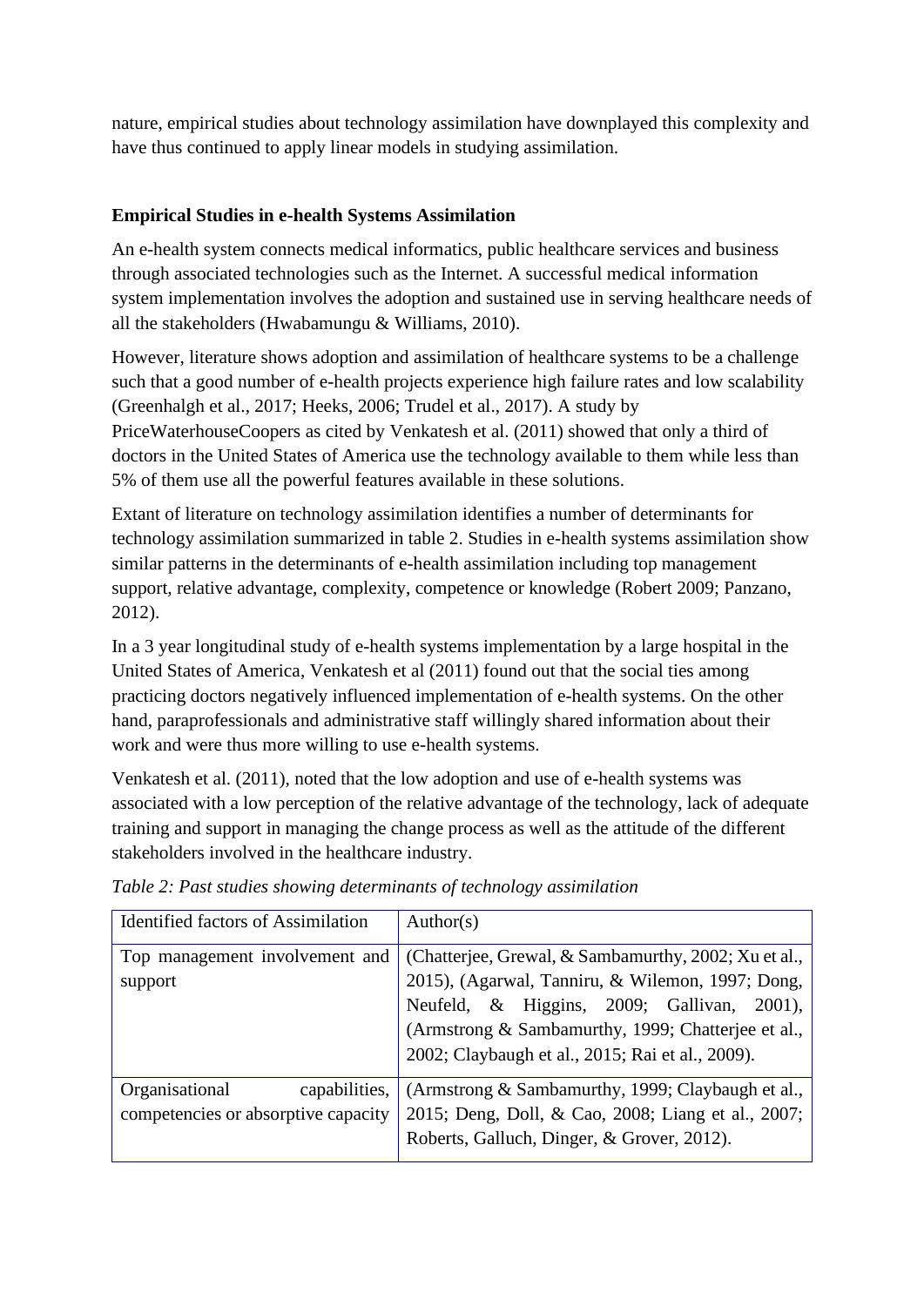nature, empirical studies about technology assimilation have downplayed this complexity and have thus continued to apply linear models in studying assimilation.

**Empirical Studies in e-health Systems Assimilation**

An e-health system connects medical informatics, public healthcare services and business through associated technologies such as the Internet. A successful medical information system implementation involves the adoption and sustained use in serving healthcare needs of all the stakeholders (Hwabamungu & Williams, 2010).

However, literature shows adoption and assimilation of healthcare systems to be a challenge such that a good number of e-health projects experience high failure rates and low scalability (Greenhalgh et al., 2017; Heeks, 2006; Trudel et al., 2017). A study by PriceWaterhouseCoopers as cited by Venkatesh et al. (2011) showed that only a third of doctors in the United States of America use the technology available to them while less than 5% of them use all the powerful features available in these solutions.

Extant of literature on technology assimilation identifies a number of determinants for technology assimilation summarized in table 2. Studies in e-health systems assimilation show similar patterns in the determinants of e-health assimilation including top management support, relative advantage, complexity, competence or knowledge (Robert 2009; Panzano, 2012).

In a 3 year longitudinal study of e-health systems implementation by a large hospital in the United States of America, Venkatesh et al (2011) found out that the social ties among practicing doctors negatively influenced implementation of e-health systems. On the other hand, paraprofessionals and administrative staff willingly shared information about their work and were thus more willing to use e-health systems.

Venkatesh et al. (2011), noted that the low adoption and use of e-health systems was associated with a low perception of the relative advantage of the technology, lack of adequate training and support in managing the change process as well as the attitude of the different stakeholders involved in the healthcare industry.

*Table 2: Past studies showing determinants of technology assimilation*

| Identified factors of Assimilation | Author(s) |
|---|---|
| Top management involvement and support | (Chatterjee, Grewal, & Sambamurthy, 2002; Xu et al., 2015), (Agarwal, Tanniru, & Wilemon, 1997; Dong, Neufeld, & Higgins, 2009; Gallivan, 2001), (Armstrong & Sambamurthy, 1999; Chatterjee et al., 2002; Claybaugh et al., 2015; Rai et al., 2009). |
| Organisational capabilities, competencies or absorptive capacity | (Armstrong & Sambamurthy, 1999; Claybaugh et al., 2015; Deng, Doll, & Cao, 2008; Liang et al., 2007; Roberts, Galluch, Dinger, & Grover, 2012). |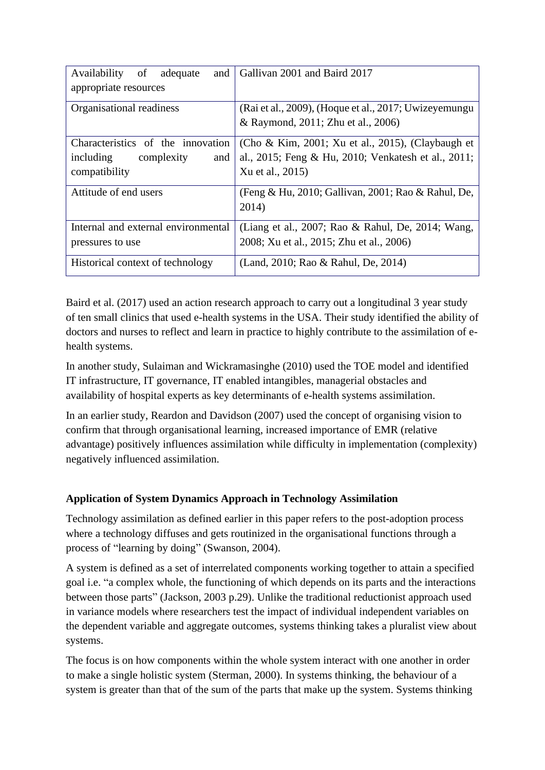| | |
|---|---|
| Availability of adequate and appropriate resources | Gallivan 2001 and Baird 2017 |
| Organisational readiness | (Rai et al., 2009), (Hoque et al., 2017; Uwizeyemungu & Raymond, 2011; Zhu et al., 2006) |
| Characteristics of the innovation including complexity and compatibility | (Cho & Kim, 2001; Xu et al., 2015), (Claybaugh et al., 2015; Feng & Hu, 2010; Venkatesh et al., 2011; Xu et al., 2015) |
| Attitude of end users | (Feng & Hu, 2010; Gallivan, 2001; Rao & Rahul, De, 2014) |
| Internal and external environmental pressures to use | (Liang et al., 2007; Rao & Rahul, De, 2014; Wang, 2008; Xu et al., 2015; Zhu et al., 2006) |
| Historical context of technology | (Land, 2010; Rao & Rahul, De, 2014) |

Baird et al. (2017) used an action research approach to carry out a longitudinal 3 year study of ten small clinics that used e-health systems in the USA. Their study identified the ability of doctors and nurses to reflect and learn in practice to highly contribute to the assimilation of e-health systems.

In another study, Sulaiman and Wickramasinghe (2010) used the TOE model and identified IT infrastructure, IT governance, IT enabled intangibles, managerial obstacles and availability of hospital experts as key determinants of e-health systems assimilation.

In an earlier study, Reardon and Davidson (2007) used the concept of organising vision to confirm that through organisational learning, increased importance of EMR (relative advantage) positively influences assimilation while difficulty in implementation (complexity) negatively influenced assimilation.

**Application of System Dynamics Approach in Technology Assimilation**

Technology assimilation as defined earlier in this paper refers to the post-adoption process where a technology diffuses and gets routinized in the organisational functions through a process of "learning by doing" (Swanson, 2004).

A system is defined as a set of interrelated components working together to attain a specified goal i.e. "a complex whole, the functioning of which depends on its parts and the interactions between those parts" (Jackson, 2003 p.29). Unlike the traditional reductionist approach used in variance models where researchers test the impact of individual independent variables on the dependent variable and aggregate outcomes, systems thinking takes a pluralist view about systems.

The focus is on how components within the whole system interact with one another in order to make a single holistic system (Sterman, 2000). In systems thinking, the behaviour of a system is greater than that of the sum of the parts that make up the system. Systems thinking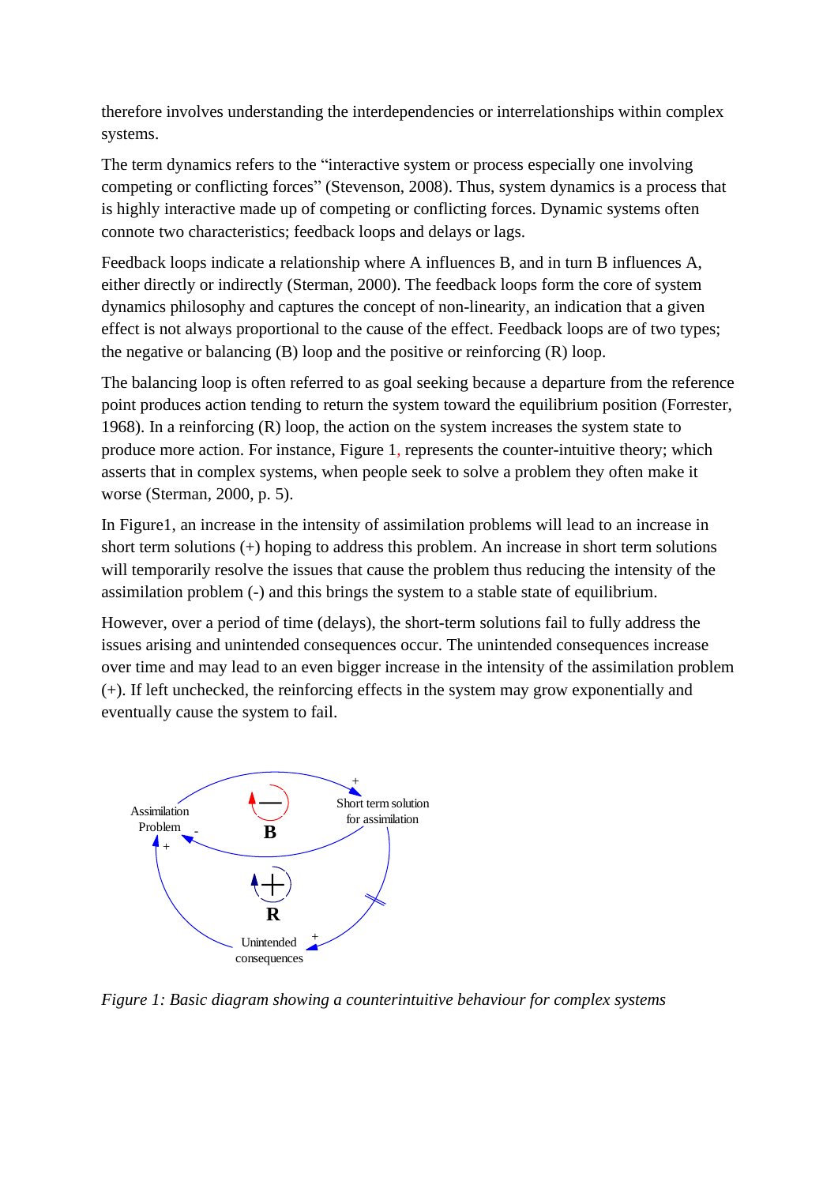therefore involves understanding the interdependencies or interrelationships within complex systems.

The term dynamics refers to the "interactive system or process especially one involving competing or conflicting forces" (Stevenson, 2008). Thus, system dynamics is a process that is highly interactive made up of competing or conflicting forces. Dynamic systems often connote two characteristics; feedback loops and delays or lags.

Feedback loops indicate a relationship where A influences B, and in turn B influences A, either directly or indirectly (Sterman, 2000). The feedback loops form the core of system dynamics philosophy and captures the concept of non-linearity, an indication that a given effect is not always proportional to the cause of the effect. Feedback loops are of two types; the negative or balancing (B) loop and the positive or reinforcing (R) loop.

The balancing loop is often referred to as goal seeking because a departure from the reference point produces action tending to return the system toward the equilibrium position (Forrester, 1968). In a reinforcing (R) loop, the action on the system increases the system state to produce more action. For instance, Figure 1, represents the counter-intuitive theory; which asserts that in complex systems, when people seek to solve a problem they often make it worse (Sterman, 2000, p. 5).

In Figure1, an increase in the intensity of assimilation problems will lead to an increase in short term solutions (+) hoping to address this problem. An increase in short term solutions will temporarily resolve the issues that cause the problem thus reducing the intensity of the assimilation problem (-) and this brings the system to a stable state of equilibrium.

However, over a period of time (delays), the short-term solutions fail to fully address the issues arising and unintended consequences occur. The unintended consequences increase over time and may lead to an even bigger increase in the intensity of the assimilation problem (+). If left unchecked, the reinforcing effects in the system may grow exponentially and eventually cause the system to fail.

Assimilation Problem

Short term solution for assimilation

Unintended consequences

B

R

*Figure 1: Basic diagram showing a counterintuitive behaviour for complex systems*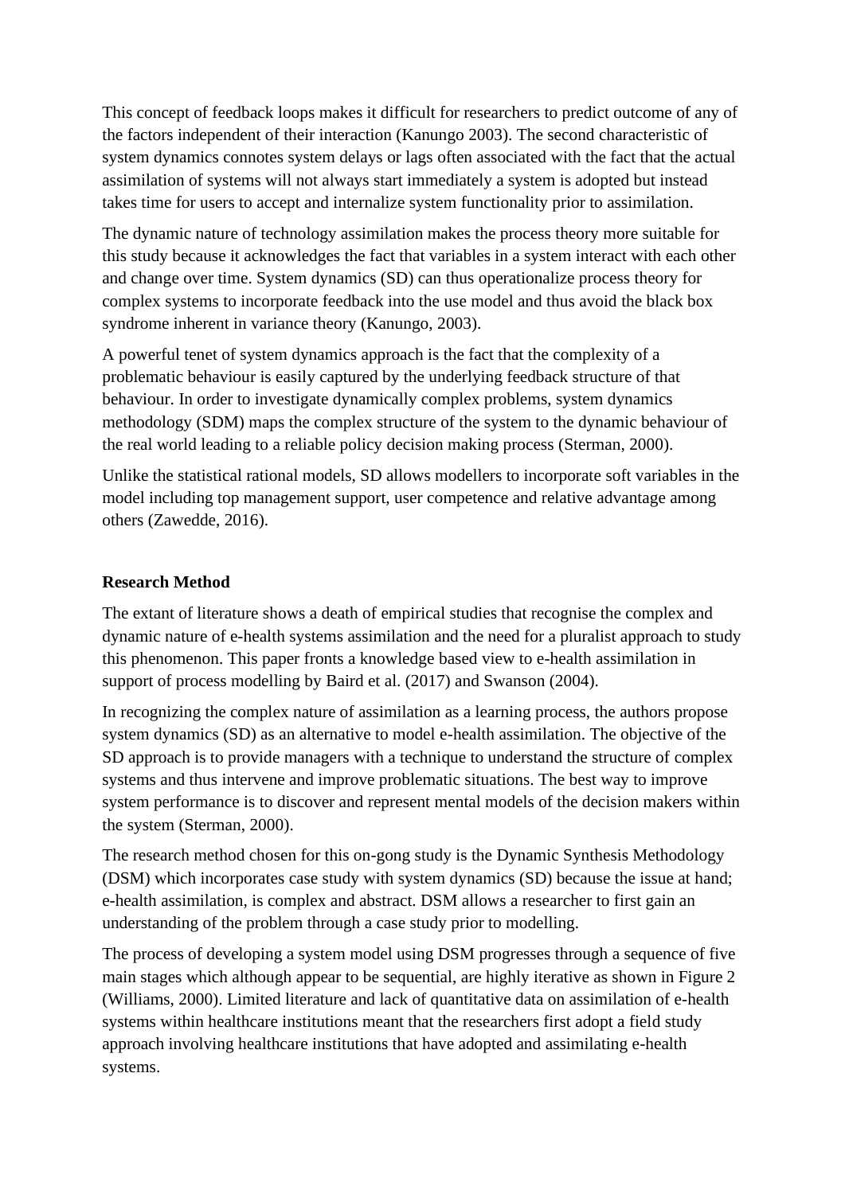This concept of feedback loops makes it difficult for researchers to predict outcome of any of the factors independent of their interaction (Kanungo 2003). The second characteristic of system dynamics connotes system delays or lags often associated with the fact that the actual assimilation of systems will not always start immediately a system is adopted but instead takes time for users to accept and internalize system functionality prior to assimilation.

The dynamic nature of technology assimilation makes the process theory more suitable for this study because it acknowledges the fact that variables in a system interact with each other and change over time. System dynamics (SD) can thus operationalize process theory for complex systems to incorporate feedback into the use model and thus avoid the black box syndrome inherent in variance theory (Kanungo, 2003).

A powerful tenet of system dynamics approach is the fact that the complexity of a problematic behaviour is easily captured by the underlying feedback structure of that behaviour. In order to investigate dynamically complex problems, system dynamics methodology (SDM) maps the complex structure of the system to the dynamic behaviour of the real world leading to a reliable policy decision making process (Sterman, 2000).

Unlike the statistical rational models, SD allows modellers to incorporate soft variables in the model including top management support, user competence and relative advantage among others (Zawedde, 2016).

**Research Method**

The extant of literature shows a death of empirical studies that recognise the complex and dynamic nature of e-health systems assimilation and the need for a pluralist approach to study this phenomenon. This paper fronts a knowledge based view to e-health assimilation in support of process modelling by Baird et al. (2017) and Swanson (2004).

In recognizing the complex nature of assimilation as a learning process, the authors propose system dynamics (SD) as an alternative to model e-health assimilation. The objective of the SD approach is to provide managers with a technique to understand the structure of complex systems and thus intervene and improve problematic situations. The best way to improve system performance is to discover and represent mental models of the decision makers within the system (Sterman, 2000).

The research method chosen for this on-gong study is the Dynamic Synthesis Methodology (DSM) which incorporates case study with system dynamics (SD) because the issue at hand; e-health assimilation, is complex and abstract. DSM allows a researcher to first gain an understanding of the problem through a case study prior to modelling.

The process of developing a system model using DSM progresses through a sequence of five main stages which although appear to be sequential, are highly iterative as shown in Figure 2 (Williams, 2000). Limited literature and lack of quantitative data on assimilation of e-health systems within healthcare institutions meant that the researchers first adopt a field study approach involving healthcare institutions that have adopted and assimilating e-health systems.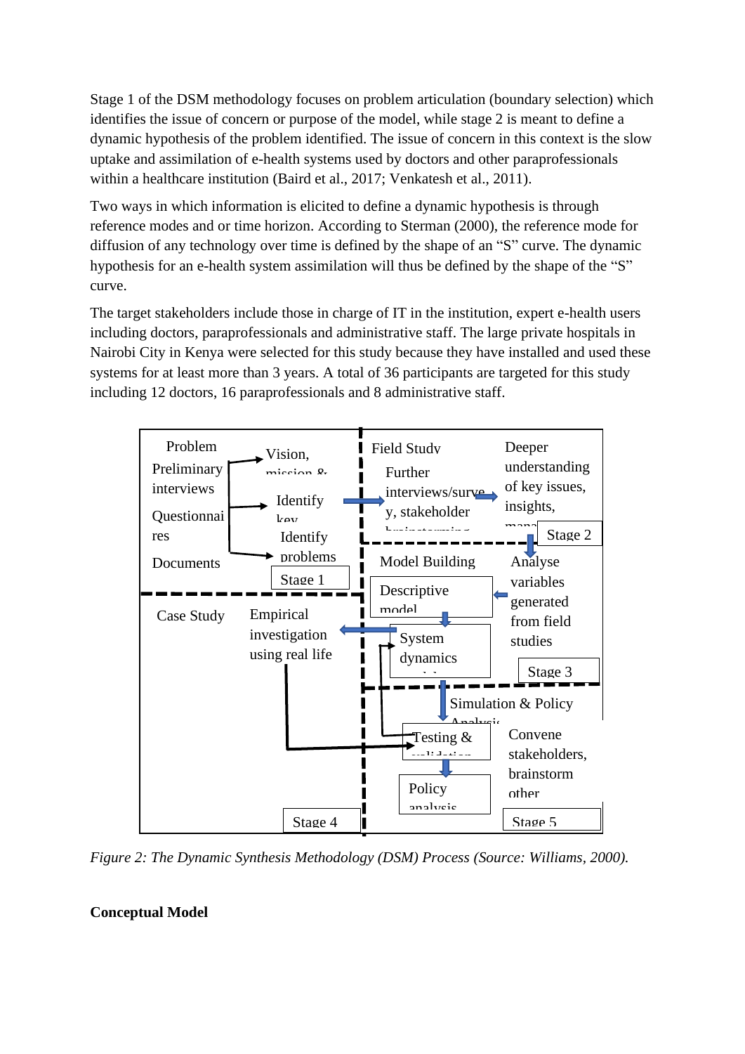Stage 1 of the DSM methodology focuses on problem articulation (boundary selection) which identifies the issue of concern or purpose of the model, while stage 2 is meant to define a dynamic hypothesis of the problem identified. The issue of concern in this context is the slow uptake and assimilation of e-health systems used by doctors and other paraprofessionals within a healthcare institution (Baird et al., 2017; Venkatesh et al., 2011).

Two ways in which information is elicited to define a dynamic hypothesis is through reference modes and or time horizon. According to Sterman (2000), the reference mode for diffusion of any technology over time is defined by the shape of an "S" curve. The dynamic hypothesis for an e-health system assimilation will thus be defined by the shape of the "S" curve.

The target stakeholders include those in charge of IT in the institution, expert e-health users including doctors, paraprofessionals and administrative staff. The large private hospitals in Nairobi City in Kenya were selected for this study because they have installed and used these systems for at least more than 3 years. A total of 36 participants are targeted for this study including 12 doctors, 16 paraprofessionals and 8 administrative staff.

Problem

Preliminary interviews

Questionnaires

Documents

Vision, mission &

Identify key

Identify problems

Stage 1

Field Study

Further interviews/survey, stakeholder brainstorming

Deeper understanding of key issues, insights,

Stage 2

Model Building

Descriptive model

System dynamics

Analyse variables generated from field studies

Stage 3

Case Study

Empirical investigation using real life

Stage 4

Simulation & Policy Analysis

Testing & validation

Policy analysis

Convene stakeholders, brainstorm other

Stage 5

*Figure 2: The Dynamic Synthesis Methodology (DSM) Process (Source: Williams, 2000).*

**Conceptual Model**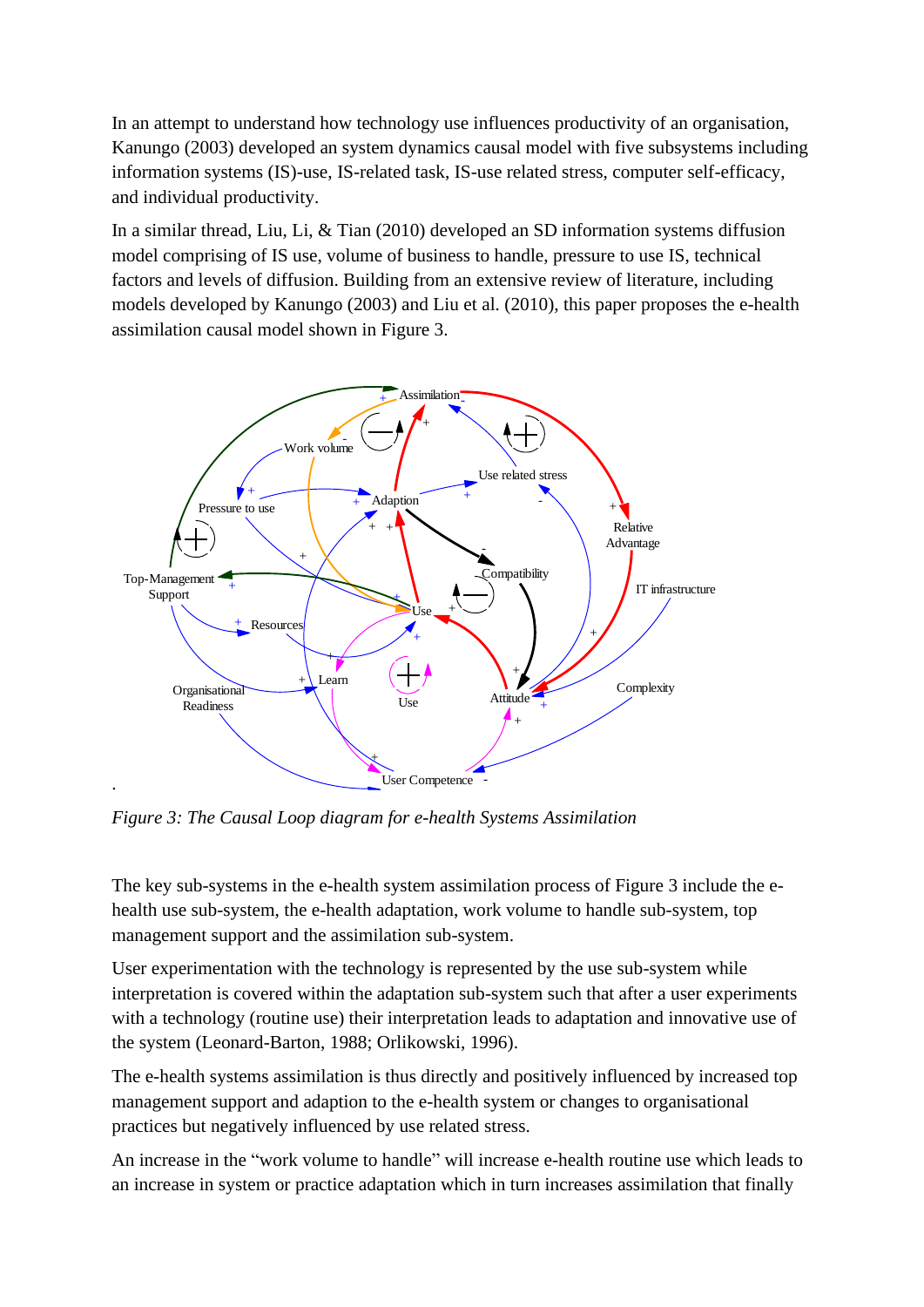In an attempt to understand how technology use influences productivity of an organisation, Kanungo (2003) developed an system dynamics causal model with five subsystems including information systems (IS)-use, IS-related task, IS-use related stress, computer self-efficacy, and individual productivity.

In a similar thread, Liu, Li, & Tian (2010) developed an SD information systems diffusion model comprising of IS use, volume of business to handle, pressure to use IS, technical factors and levels of diffusion. Building from an extensive review of literature, including models developed by Kanungo (2003) and Liu et al. (2010), this paper proposes the e-health assimilation causal model shown in Figure 3.

Assimilation
Work volume
Use related stress
Pressure to use
Adaption
Relative Advantage
Compatibility
Top-Management Support
IT infrastructure
Use
Resources
Learn
Use
Attitude
Complexity
Organisational Readiness
User Competence

*Figure 3: The Causal Loop diagram for e-health Systems Assimilation*

The key sub-systems in the e-health system assimilation process of Figure 3 include the e-health use sub-system, the e-health adaptation, work volume to handle sub-system, top management support and the assimilation sub-system.

User experimentation with the technology is represented by the use sub-system while interpretation is covered within the adaptation sub-system such that after a user experiments with a technology (routine use) their interpretation leads to adaptation and innovative use of the system (Leonard-Barton, 1988; Orlikowski, 1996).

The e-health systems assimilation is thus directly and positively influenced by increased top management support and adaption to the e-health system or changes to organisational practices but negatively influenced by use related stress.

An increase in the "work volume to handle" will increase e-health routine use which leads to an increase in system or practice adaptation which in turn increases assimilation that finally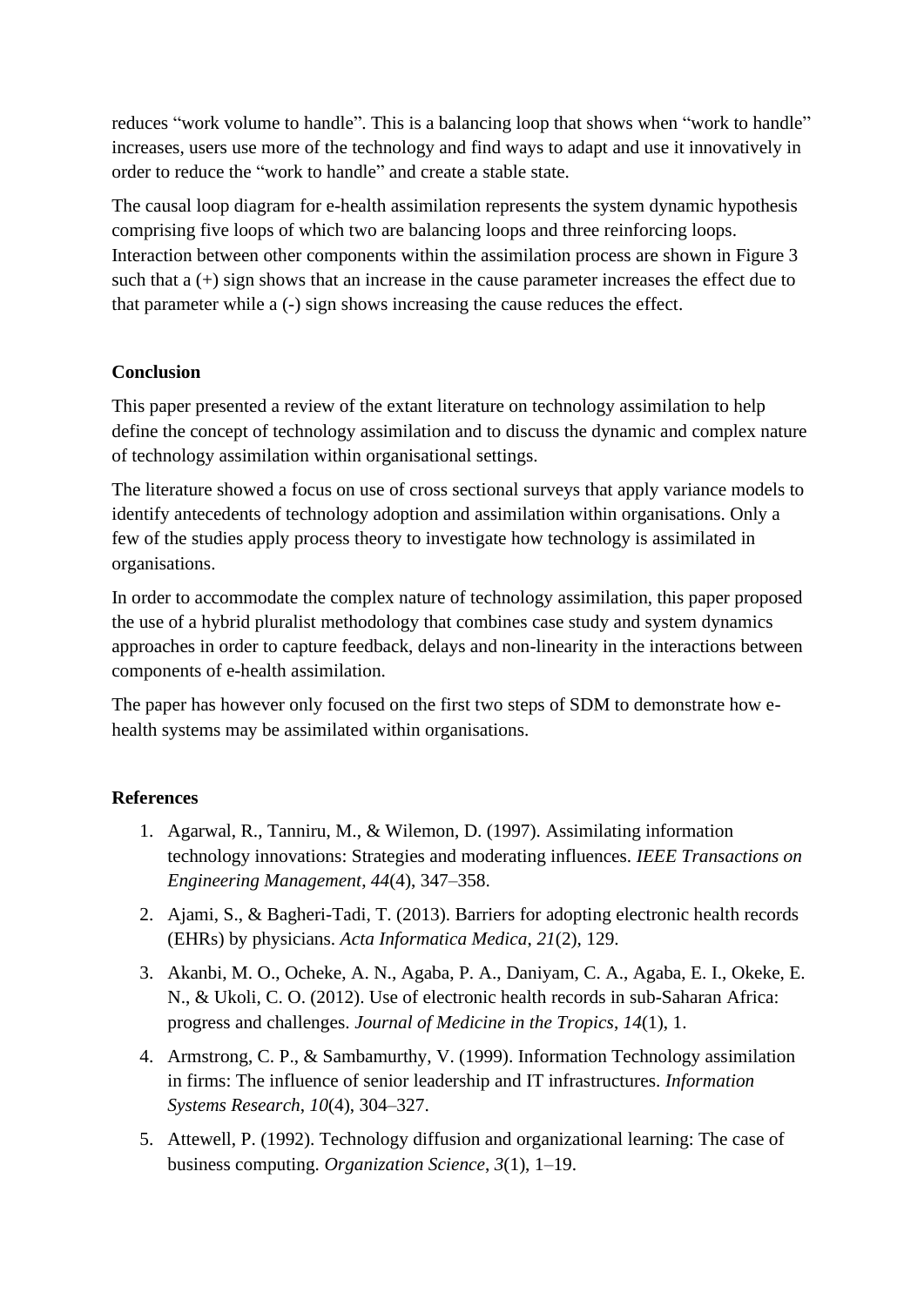reduces "work volume to handle". This is a balancing loop that shows when "work to handle" increases, users use more of the technology and find ways to adapt and use it innovatively in order to reduce the "work to handle" and create a stable state.

The causal loop diagram for e-health assimilation represents the system dynamic hypothesis comprising five loops of which two are balancing loops and three reinforcing loops. Interaction between other components within the assimilation process are shown in Figure 3 such that a (+) sign shows that an increase in the cause parameter increases the effect due to that parameter while a (-) sign shows increasing the cause reduces the effect.

## Conclusion

This paper presented a review of the extant literature on technology assimilation to help define the concept of technology assimilation and to discuss the dynamic and complex nature of technology assimilation within organisational settings.

The literature showed a focus on use of cross sectional surveys that apply variance models to identify antecedents of technology adoption and assimilation within organisations. Only a few of the studies apply process theory to investigate how technology is assimilated in organisations.

In order to accommodate the complex nature of technology assimilation, this paper proposed the use of a hybrid pluralist methodology that combines case study and system dynamics approaches in order to capture feedback, delays and non-linearity in the interactions between components of e-health assimilation.

The paper has however only focused on the first two steps of SDM to demonstrate how e-health systems may be assimilated within organisations.

## References

1. Agarwal, R., Tanniru, M., & Wilemon, D. (1997). Assimilating information technology innovations: Strategies and moderating influences. *IEEE Transactions on Engineering Management*, *44*(4), 347–358.
2. Ajami, S., & Bagheri-Tadi, T. (2013). Barriers for adopting electronic health records (EHRs) by physicians. *Acta Informatica Medica*, *21*(2), 129.
3. Akanbi, M. O., Ocheke, A. N., Agaba, P. A., Daniyam, C. A., Agaba, E. I., Okeke, E. N., & Ukoli, C. O. (2012). Use of electronic health records in sub-Saharan Africa: progress and challenges. *Journal of Medicine in the Tropics*, *14*(1), 1.
4. Armstrong, C. P., & Sambamurthy, V. (1999). Information Technology assimilation in firms: The influence of senior leadership and IT infrastructures. *Information Systems Research*, *10*(4), 304–327.
5. Attewell, P. (1992). Technology diffusion and organizational learning: The case of business computing. *Organization Science*, *3*(1), 1–19.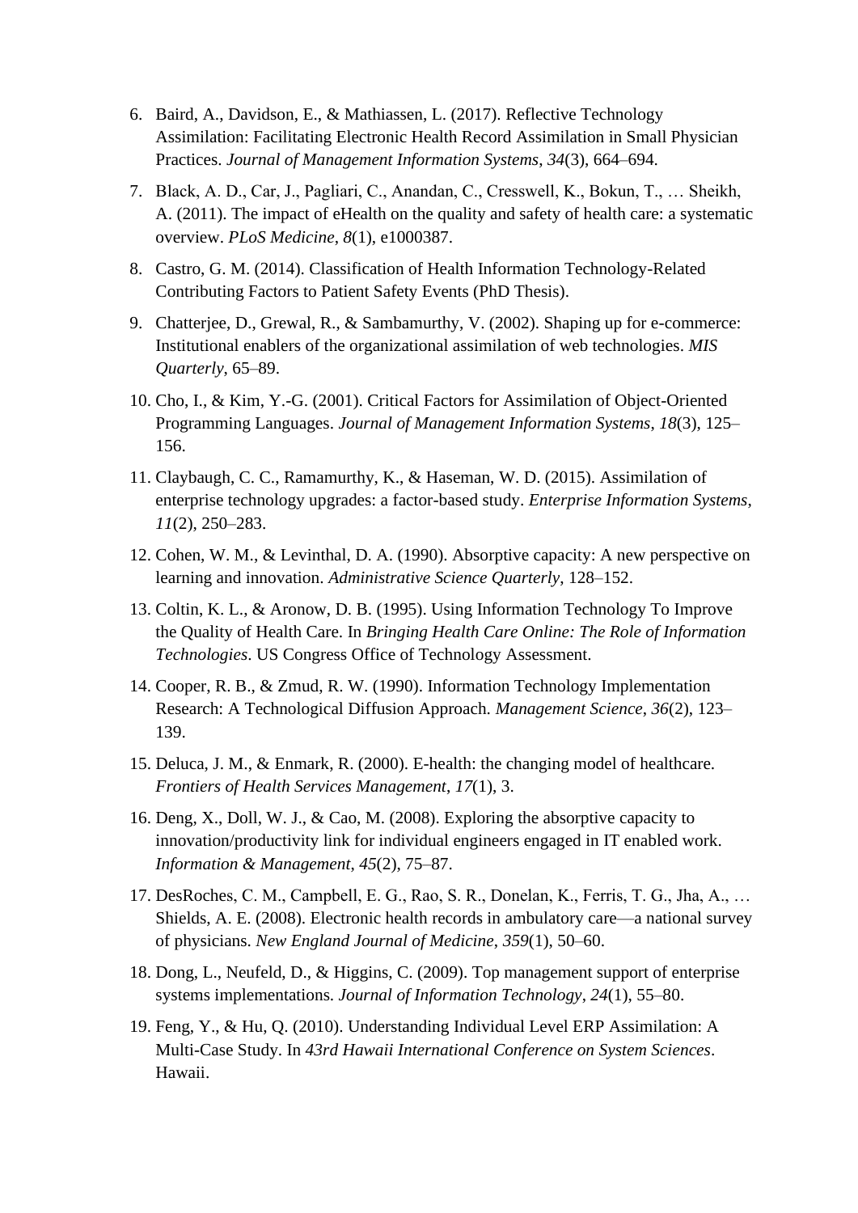6. Baird, A., Davidson, E., & Mathiassen, L. (2017). Reflective Technology Assimilation: Facilitating Electronic Health Record Assimilation in Small Physician Practices. *Journal of Management Information Systems*, *34*(3), 664–694.
7. Black, A. D., Car, J., Pagliari, C., Anandan, C., Cresswell, K., Bokun, T., … Sheikh, A. (2011). The impact of eHealth on the quality and safety of health care: a systematic overview. *PLoS Medicine*, *8*(1), e1000387.
8. Castro, G. M. (2014). Classification of Health Information Technology-Related Contributing Factors to Patient Safety Events (PhD Thesis).
9. Chatterjee, D., Grewal, R., & Sambamurthy, V. (2002). Shaping up for e-commerce: Institutional enablers of the organizational assimilation of web technologies. *MIS Quarterly*, 65–89.
10. Cho, I., & Kim, Y.-G. (2001). Critical Factors for Assimilation of Object-Oriented Programming Languages. *Journal of Management Information Systems*, *18*(3), 125–156.
11. Claybaugh, C. C., Ramamurthy, K., & Haseman, W. D. (2015). Assimilation of enterprise technology upgrades: a factor-based study. *Enterprise Information Systems*, *11*(2), 250–283.
12. Cohen, W. M., & Levinthal, D. A. (1990). Absorptive capacity: A new perspective on learning and innovation. *Administrative Science Quarterly*, 128–152.
13. Coltin, K. L., & Aronow, D. B. (1995). Using Information Technology To Improve the Quality of Health Care. In *Bringing Health Care Online: The Role of Information Technologies*. US Congress Office of Technology Assessment.
14. Cooper, R. B., & Zmud, R. W. (1990). Information Technology Implementation Research: A Technological Diffusion Approach. *Management Science*, *36*(2), 123–139.
15. Deluca, J. M., & Enmark, R. (2000). E-health: the changing model of healthcare. *Frontiers of Health Services Management*, *17*(1), 3.
16. Deng, X., Doll, W. J., & Cao, M. (2008). Exploring the absorptive capacity to innovation/productivity link for individual engineers engaged in IT enabled work. *Information & Management*, *45*(2), 75–87.
17. DesRoches, C. M., Campbell, E. G., Rao, S. R., Donelan, K., Ferris, T. G., Jha, A., … Shields, A. E. (2008). Electronic health records in ambulatory care—a national survey of physicians. *New England Journal of Medicine*, *359*(1), 50–60.
18. Dong, L., Neufeld, D., & Higgins, C. (2009). Top management support of enterprise systems implementations. *Journal of Information Technology*, *24*(1), 55–80.
19. Feng, Y., & Hu, Q. (2010). Understanding Individual Level ERP Assimilation: A Multi-Case Study. In *43rd Hawaii International Conference on System Sciences*. Hawaii.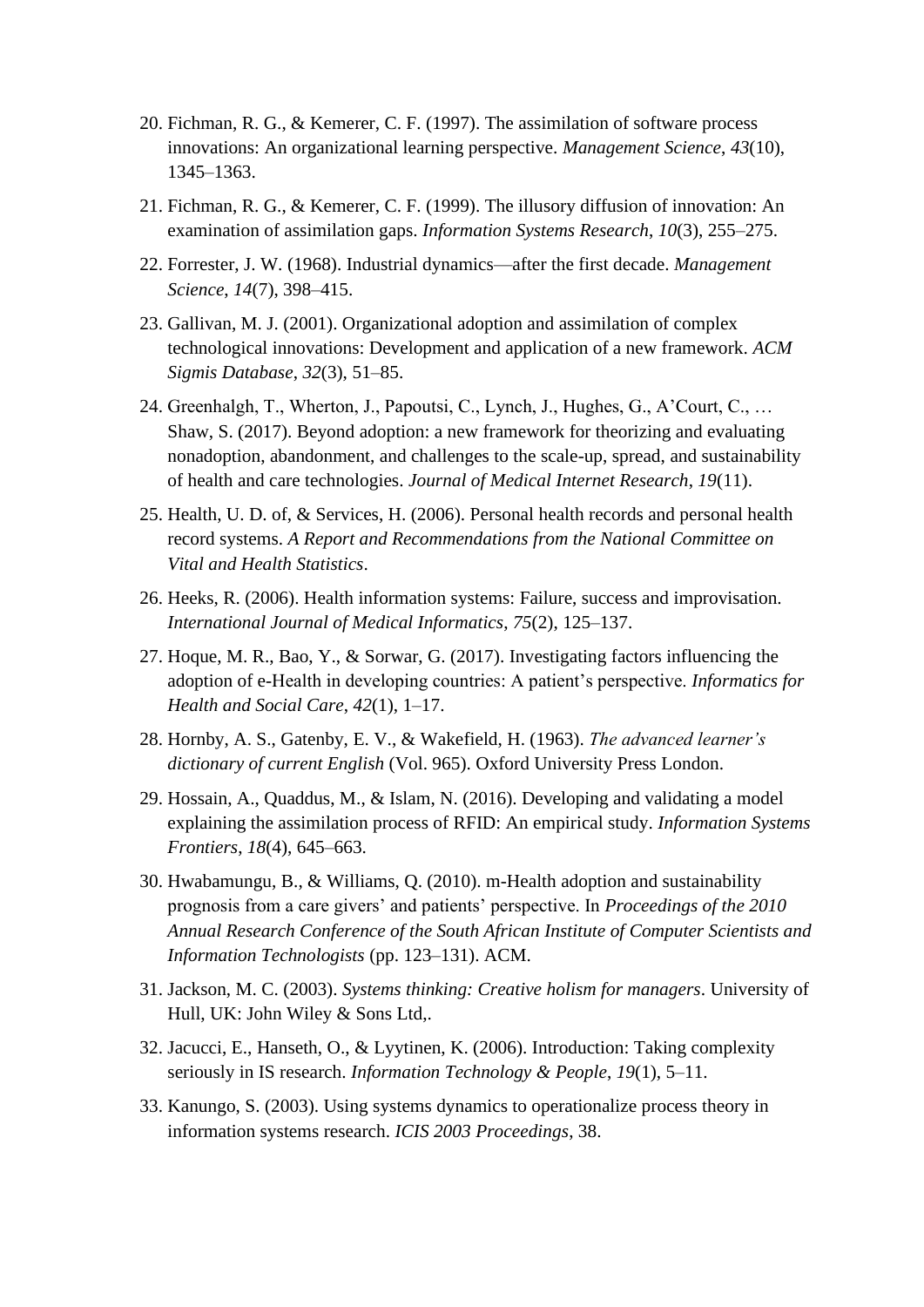20. Fichman, R. G., & Kemerer, C. F. (1997). The assimilation of software process innovations: An organizational learning perspective. *Management Science*, *43*(10), 1345–1363.
21. Fichman, R. G., & Kemerer, C. F. (1999). The illusory diffusion of innovation: An examination of assimilation gaps. *Information Systems Research*, *10*(3), 255–275.
22. Forrester, J. W. (1968). Industrial dynamics—after the first decade. *Management Science*, *14*(7), 398–415.
23. Gallivan, M. J. (2001). Organizational adoption and assimilation of complex technological innovations: Development and application of a new framework. *ACM Sigmis Database*, *32*(3), 51–85.
24. Greenhalgh, T., Wherton, J., Papoutsi, C., Lynch, J., Hughes, G., A'Court, C., … Shaw, S. (2017). Beyond adoption: a new framework for theorizing and evaluating nonadoption, abandonment, and challenges to the scale-up, spread, and sustainability of health and care technologies. *Journal of Medical Internet Research*, *19*(11).
25. Health, U. D. of, & Services, H. (2006). Personal health records and personal health record systems. *A Report and Recommendations from the National Committee on Vital and Health Statistics*.
26. Heeks, R. (2006). Health information systems: Failure, success and improvisation. *International Journal of Medical Informatics*, *75*(2), 125–137.
27. Hoque, M. R., Bao, Y., & Sorwar, G. (2017). Investigating factors influencing the adoption of e-Health in developing countries: A patient's perspective. *Informatics for Health and Social Care*, *42*(1), 1–17.
28. Hornby, A. S., Gatenby, E. V., & Wakefield, H. (1963). *The advanced learner's dictionary of current English* (Vol. 965). Oxford University Press London.
29. Hossain, A., Quaddus, M., & Islam, N. (2016). Developing and validating a model explaining the assimilation process of RFID: An empirical study. *Information Systems Frontiers*, *18*(4), 645–663.
30. Hwabamungu, B., & Williams, Q. (2010). m-Health adoption and sustainability prognosis from a care givers' and patients' perspective. In *Proceedings of the 2010 Annual Research Conference of the South African Institute of Computer Scientists and Information Technologists* (pp. 123–131). ACM.
31. Jackson, M. C. (2003). *Systems thinking: Creative holism for managers*. University of Hull, UK: John Wiley & Sons Ltd,.
32. Jacucci, E., Hanseth, O., & Lyytinen, K. (2006). Introduction: Taking complexity seriously in IS research. *Information Technology & People*, *19*(1), 5–11.
33. Kanungo, S. (2003). Using systems dynamics to operationalize process theory in information systems research. *ICIS 2003 Proceedings*, 38.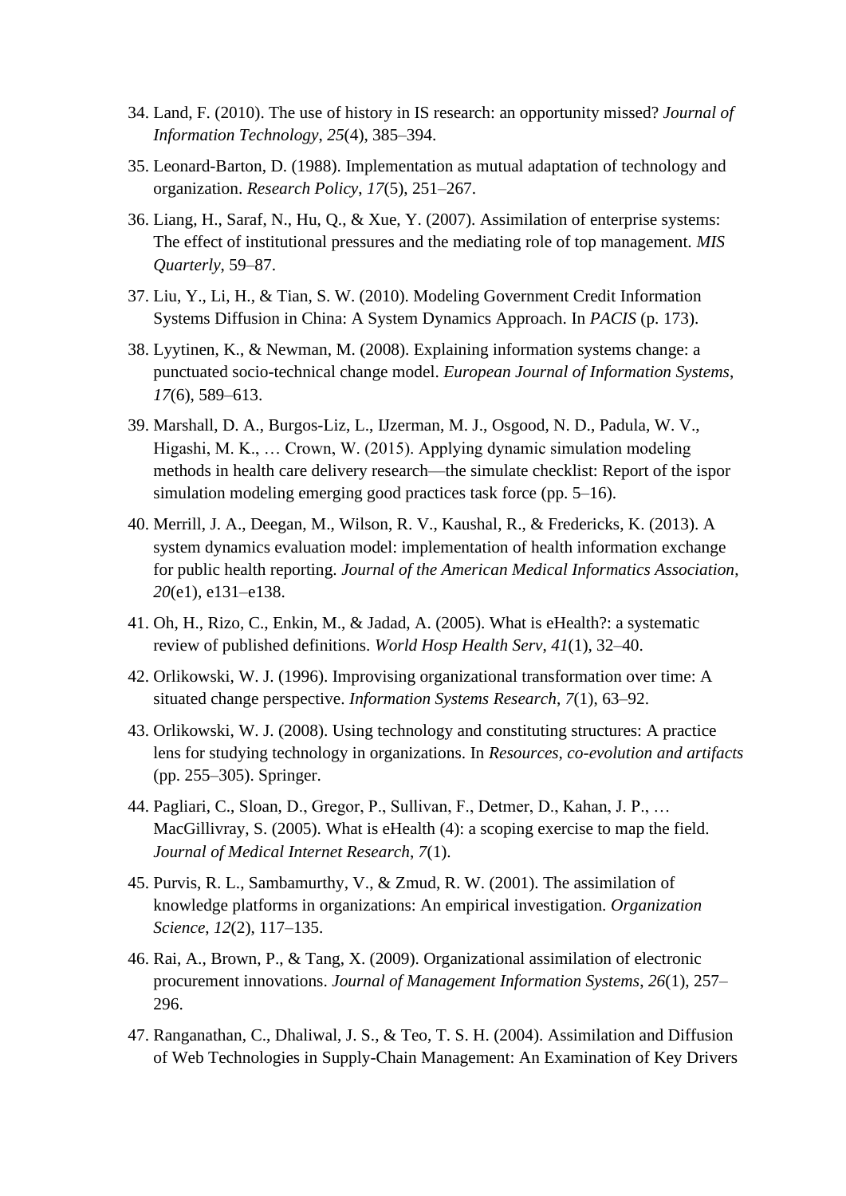34. Land, F. (2010). The use of history in IS research: an opportunity missed? *Journal of Information Technology*, *25*(4), 385–394.
35. Leonard-Barton, D. (1988). Implementation as mutual adaptation of technology and organization. *Research Policy*, *17*(5), 251–267.
36. Liang, H., Saraf, N., Hu, Q., & Xue, Y. (2007). Assimilation of enterprise systems: The effect of institutional pressures and the mediating role of top management. *MIS Quarterly*, 59–87.
37. Liu, Y., Li, H., & Tian, S. W. (2010). Modeling Government Credit Information Systems Diffusion in China: A System Dynamics Approach. In *PACIS* (p. 173).
38. Lyytinen, K., & Newman, M. (2008). Explaining information systems change: a punctuated socio-technical change model. *European Journal of Information Systems*, *17*(6), 589–613.
39. Marshall, D. A., Burgos-Liz, L., IJzerman, M. J., Osgood, N. D., Padula, W. V., Higashi, M. K., … Crown, W. (2015). Applying dynamic simulation modeling methods in health care delivery research—the simulate checklist: Report of the ispor simulation modeling emerging good practices task force (pp. 5–16).
40. Merrill, J. A., Deegan, M., Wilson, R. V., Kaushal, R., & Fredericks, K. (2013). A system dynamics evaluation model: implementation of health information exchange for public health reporting. *Journal of the American Medical Informatics Association*, *20*(e1), e131–e138.
41. Oh, H., Rizo, C., Enkin, M., & Jadad, A. (2005). What is eHealth?: a systematic review of published definitions. *World Hosp Health Serv*, *41*(1), 32–40.
42. Orlikowski, W. J. (1996). Improvising organizational transformation over time: A situated change perspective. *Information Systems Research*, *7*(1), 63–92.
43. Orlikowski, W. J. (2008). Using technology and constituting structures: A practice lens for studying technology in organizations. In *Resources, co-evolution and artifacts* (pp. 255–305). Springer.
44. Pagliari, C., Sloan, D., Gregor, P., Sullivan, F., Detmer, D., Kahan, J. P., … MacGillivray, S. (2005). What is eHealth (4): a scoping exercise to map the field. *Journal of Medical Internet Research*, *7*(1).
45. Purvis, R. L., Sambamurthy, V., & Zmud, R. W. (2001). The assimilation of knowledge platforms in organizations: An empirical investigation. *Organization Science*, *12*(2), 117–135.
46. Rai, A., Brown, P., & Tang, X. (2009). Organizational assimilation of electronic procurement innovations. *Journal of Management Information Systems*, *26*(1), 257–296.
47. Ranganathan, C., Dhaliwal, J. S., & Teo, T. S. H. (2004). Assimilation and Diffusion of Web Technologies in Supply-Chain Management: An Examination of Key Drivers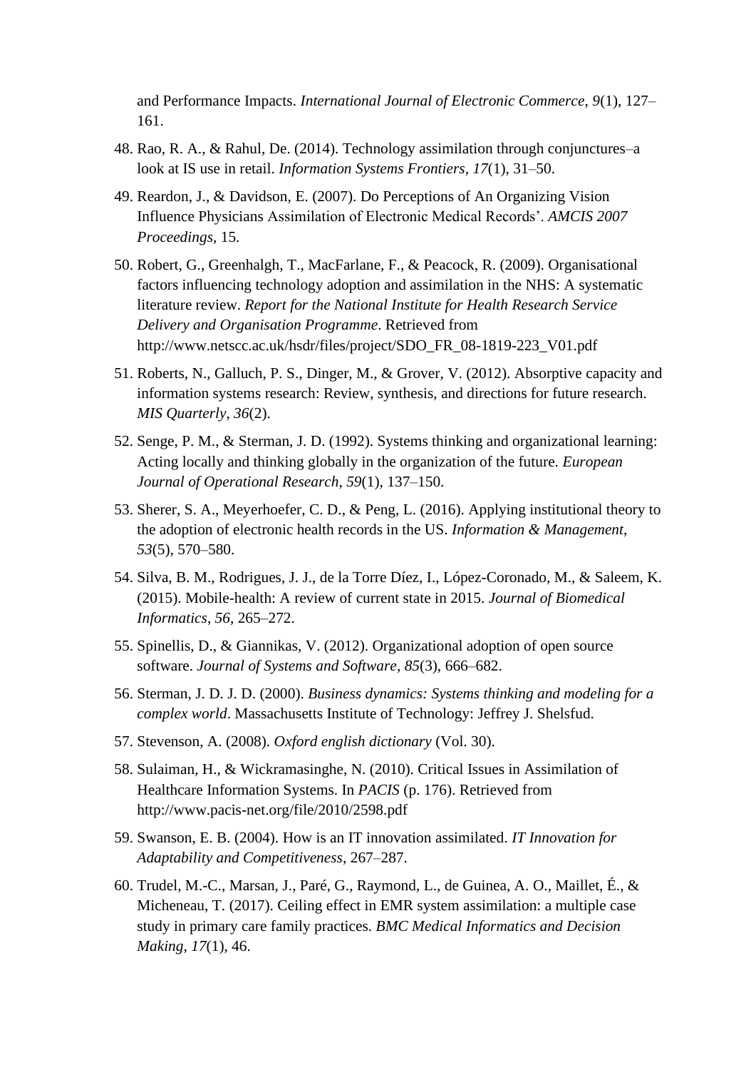and Performance Impacts. *International Journal of Electronic Commerce*, *9*(1), 127–161.

48. Rao, R. A., & Rahul, De. (2014). Technology assimilation through conjunctures–a look at IS use in retail. *Information Systems Frontiers*, *17*(1), 31–50.
49. Reardon, J., & Davidson, E. (2007). Do Perceptions of An Organizing Vision Influence Physicians Assimilation of Electronic Medical Records'. *AMCIS 2007 Proceedings*, 15.
50. Robert, G., Greenhalgh, T., MacFarlane, F., & Peacock, R. (2009). Organisational factors influencing technology adoption and assimilation in the NHS: A systematic literature review. *Report for the National Institute for Health Research Service Delivery and Organisation Programme*. Retrieved from http://www.netscc.ac.uk/hsdr/files/project/SDO_FR_08-1819-223_V01.pdf
51. Roberts, N., Galluch, P. S., Dinger, M., & Grover, V. (2012). Absorptive capacity and information systems research: Review, synthesis, and directions for future research. *MIS Quarterly*, *36*(2).
52. Senge, P. M., & Sterman, J. D. (1992). Systems thinking and organizational learning: Acting locally and thinking globally in the organization of the future. *European Journal of Operational Research*, *59*(1), 137–150.
53. Sherer, S. A., Meyerhoefer, C. D., & Peng, L. (2016). Applying institutional theory to the adoption of electronic health records in the US. *Information & Management*, *53*(5), 570–580.
54. Silva, B. M., Rodrigues, J. J., de la Torre Díez, I., López-Coronado, M., & Saleem, K. (2015). Mobile-health: A review of current state in 2015. *Journal of Biomedical Informatics*, *56*, 265–272.
55. Spinellis, D., & Giannikas, V. (2012). Organizational adoption of open source software. *Journal of Systems and Software*, *85*(3), 666–682.
56. Sterman, J. D. J. D. (2000). *Business dynamics: Systems thinking and modeling for a complex world*. Massachusetts Institute of Technology: Jeffrey J. Shelsfud.
57. Stevenson, A. (2008). *Oxford english dictionary* (Vol. 30).
58. Sulaiman, H., & Wickramasinghe, N. (2010). Critical Issues in Assimilation of Healthcare Information Systems. In *PACIS* (p. 176). Retrieved from http://www.pacis-net.org/file/2010/2598.pdf
59. Swanson, E. B. (2004). How is an IT innovation assimilated. *IT Innovation for Adaptability and Competitiveness*, 267–287.
60. Trudel, M.-C., Marsan, J., Paré, G., Raymond, L., de Guinea, A. O., Maillet, É., & Micheneau, T. (2017). Ceiling effect in EMR system assimilation: a multiple case study in primary care family practices. *BMC Medical Informatics and Decision Making*, *17*(1), 46.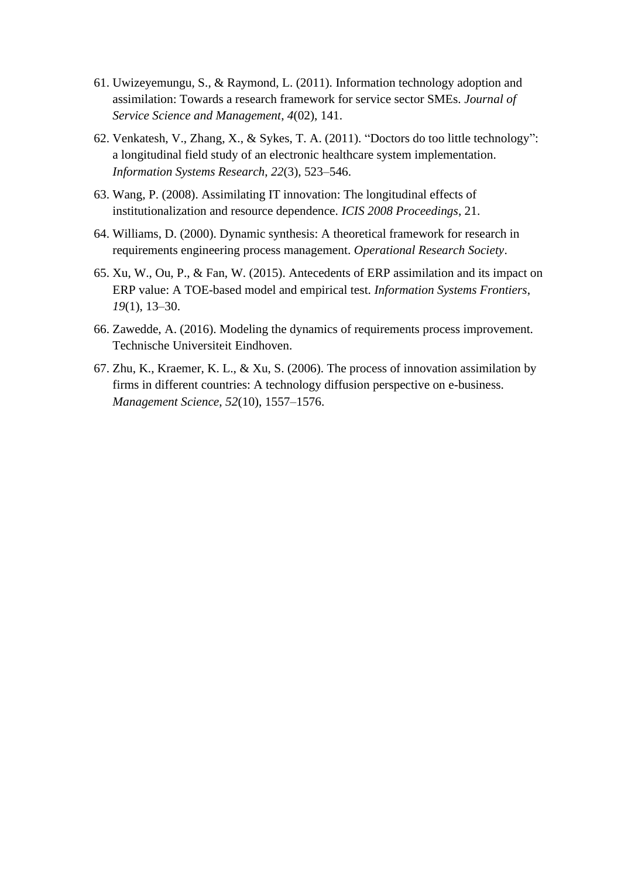61. Uwizeyemungu, S., & Raymond, L. (2011). Information technology adoption and assimilation: Towards a research framework for service sector SMEs. *Journal of Service Science and Management*, *4*(02), 141.
62. Venkatesh, V., Zhang, X., & Sykes, T. A. (2011). “Doctors do too little technology”: a longitudinal field study of an electronic healthcare system implementation. *Information Systems Research*, *22*(3), 523–546.
63. Wang, P. (2008). Assimilating IT innovation: The longitudinal effects of institutionalization and resource dependence. *ICIS 2008 Proceedings*, 21.
64. Williams, D. (2000). Dynamic synthesis: A theoretical framework for research in requirements engineering process management. *Operational Research Society*.
65. Xu, W., Ou, P., & Fan, W. (2015). Antecedents of ERP assimilation and its impact on ERP value: A TOE-based model and empirical test. *Information Systems Frontiers*, *19*(1), 13–30.
66. Zawedde, A. (2016). Modeling the dynamics of requirements process improvement. Technische Universiteit Eindhoven.
67. Zhu, K., Kraemer, K. L., & Xu, S. (2006). The process of innovation assimilation by firms in different countries: A technology diffusion perspective on e-business. *Management Science*, *52*(10), 1557–1576.